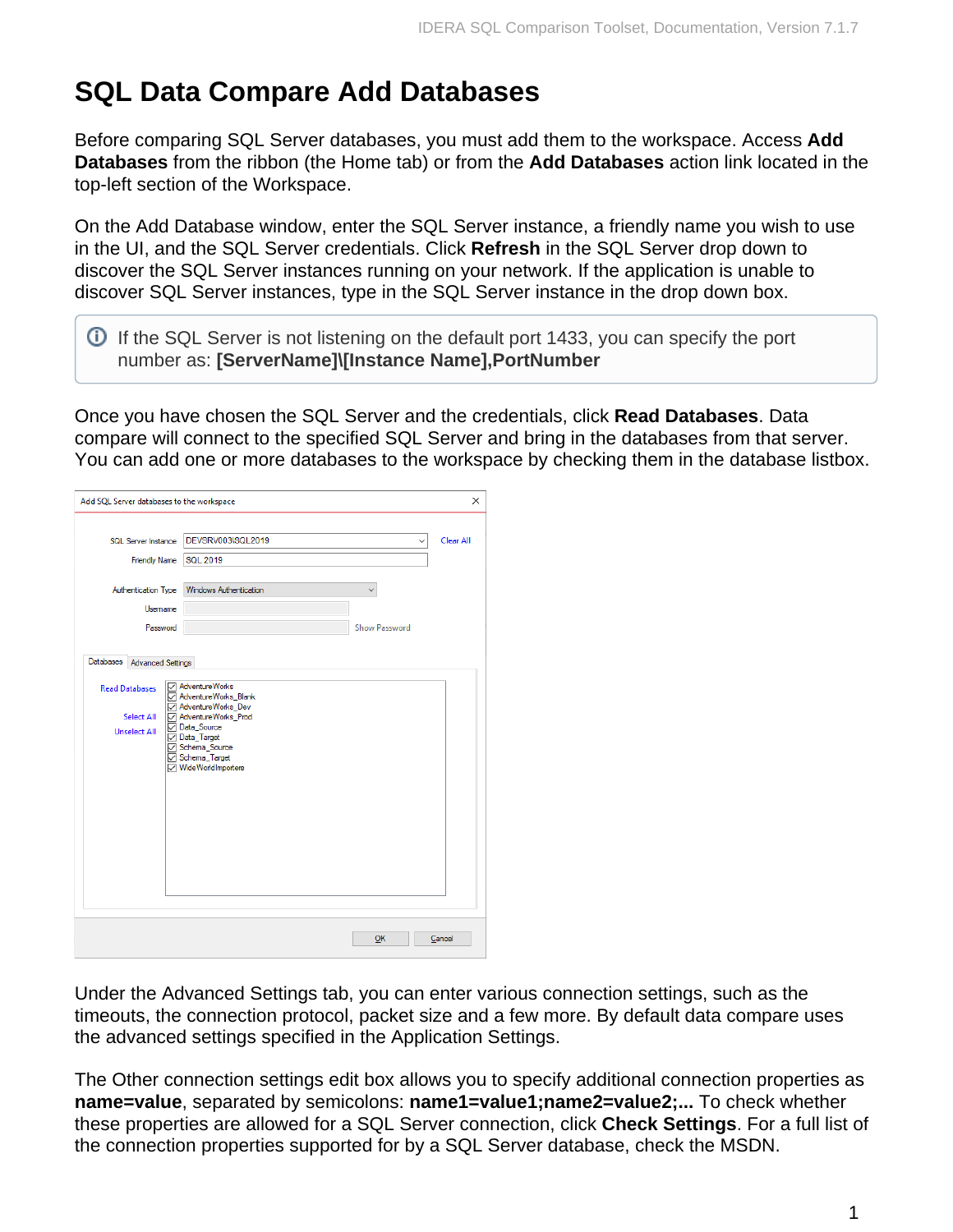# SQL Data Compare Add Databases

Before comparing SQL Server databases, you must add them to the workspace. Access **Add Databases** from the ribbon (the Home tab) or from the **Add Databases** action link located in the top-left section of the Workspace.

On the Add Database window, enter the SQL Server instance, a friendly name you wish to use in the UI, and the SQL Server credentials. Click **Refresh** in the SQL Server drop down to discover the SQL Server instances running on your network. If the application is unable to discover SQL Server instances, type in the SQL Server instance in the drop down box.

> ⓘ If the SQL Server is not listening on the default port 1433, you can specify the port number as: **[ServerName]\[Instance Name],PortNumber**

Once you have chosen the SQL Server and the credentials, click **Read Databases**. Data compare will connect to the specified SQL Server and bring in the databases from that server. You can add one or more databases to the workspace by checking them in the database listbox.

Under the Advanced Settings tab, you can enter various connection settings, such as the timeouts, the connection protocol, packet size and a few more. By default data compare uses the advanced settings specified in the Application Settings.

The Other connection settings edit box allows you to specify additional connection properties as **name=value**, separated by semicolons: **name1=value1;name2=value2;...** To check whether these properties are allowed for a SQL Server connection, click **Check Settings**. For a full list of the connection properties supported for by a SQL Server database, check the MSDN.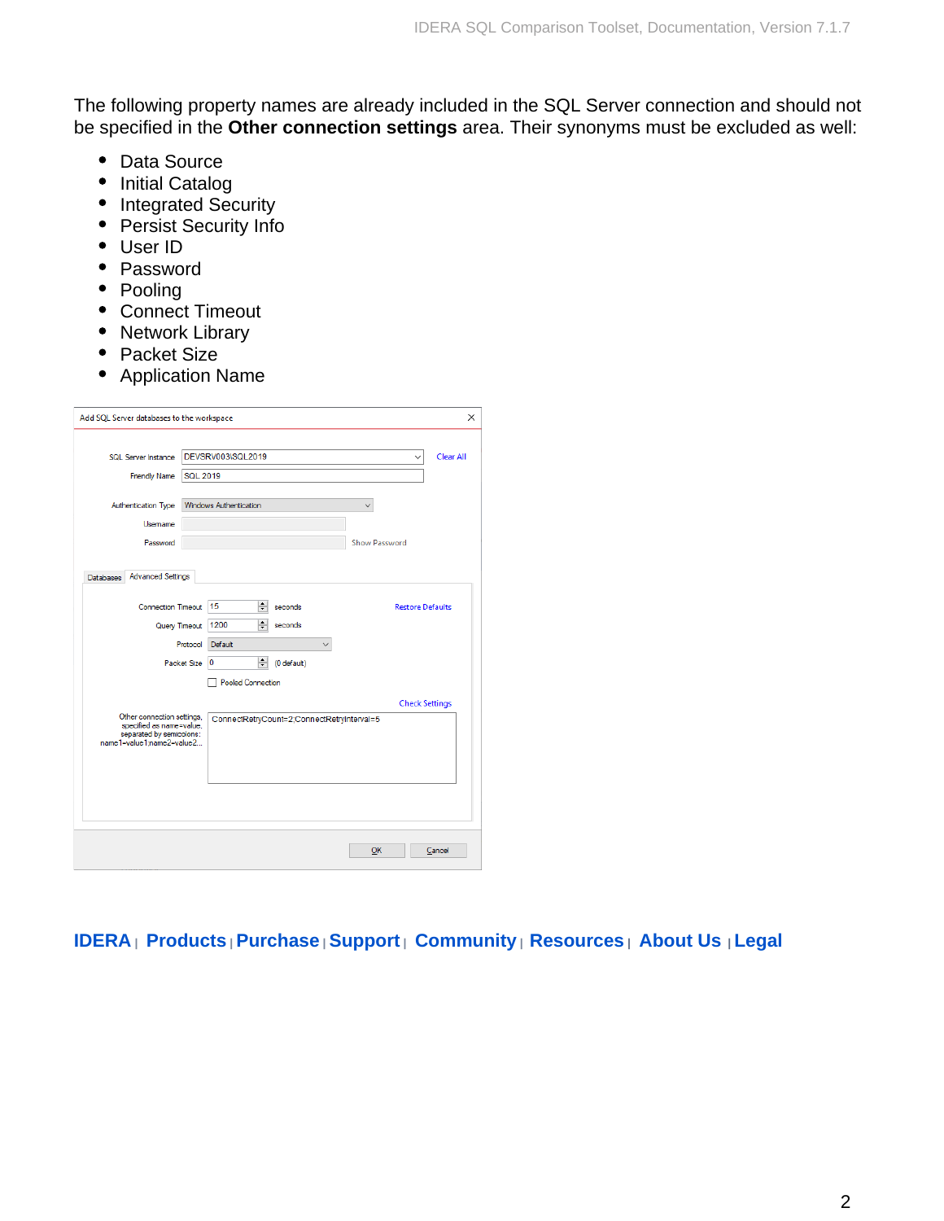The following property names are already included in the SQL Server connection and should not be specified in the **Other connection settings** area. Their synonyms must be excluded as well:

- Data Source
- Initial Catalog
- Integrated Security
- Persist Security Info
- User ID
- Password
- Pooling
- Connect Timeout
- Network Library
- Packet Size
- Application Name

Add SQL Server databases to the workspace

SQL Server Instance: DEVSRV003\SQL2019 | Clear All

Friendly Name: SQL 2019

Authentication Type: Windows Authentication

Username

Password | Show Password

Databases | Advanced Settings

Connection Timeout: 15 seconds | Restore Defaults

Query Timeout: 1200 seconds

Protocol: Default

Packet Size: 0 (0 default)

Pooled Connection

Check Settings

Other connection settings, specified as name=value, separated by semicolons: name1=value1;name2=value2...

ConnectRetryCount=2;ConnectRetryInterval=5

OK | Cancel